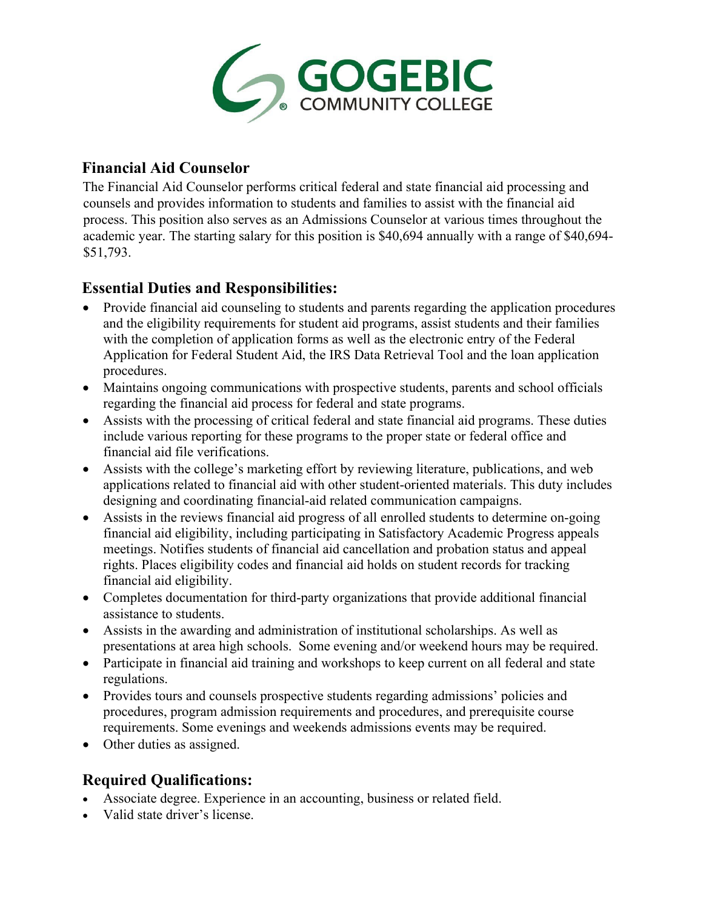# GOGEBIC COMMUNITY COLLEGE

## Financial Aid Counselor

The Financial Aid Counselor performs critical federal and state financial aid processing and counsels and provides information to students and families to assist with the financial aid process. This position also serves as an Admissions Counselor at various times throughout the academic year. The starting salary for this position is $40,694 annually with a range of $40,694-$51,793.

## Essential Duties and Responsibilities:

- Provide financial aid counseling to students and parents regarding the application procedures and the eligibility requirements for student aid programs, assist students and their families with the completion of application forms as well as the electronic entry of the Federal Application for Federal Student Aid, the IRS Data Retrieval Tool and the loan application procedures.
- Maintains ongoing communications with prospective students, parents and school officials regarding the financial aid process for federal and state programs.
- Assists with the processing of critical federal and state financial aid programs. These duties include various reporting for these programs to the proper state or federal office and financial aid file verifications.
- Assists with the college's marketing effort by reviewing literature, publications, and web applications related to financial aid with other student-oriented materials. This duty includes designing and coordinating financial-aid related communication campaigns.
- Assists in the reviews financial aid progress of all enrolled students to determine on-going financial aid eligibility, including participating in Satisfactory Academic Progress appeals meetings. Notifies students of financial aid cancellation and probation status and appeal rights. Places eligibility codes and financial aid holds on student records for tracking financial aid eligibility.
- Completes documentation for third-party organizations that provide additional financial assistance to students.
- Assists in the awarding and administration of institutional scholarships. As well as presentations at area high schools. Some evening and/or weekend hours may be required.
- Participate in financial aid training and workshops to keep current on all federal and state regulations.
- Provides tours and counsels prospective students regarding admissions' policies and procedures, program admission requirements and procedures, and prerequisite course requirements. Some evenings and weekends admissions events may be required.
- Other duties as assigned.

## Required Qualifications:

- Associate degree. Experience in an accounting, business or related field.
- Valid state driver's license.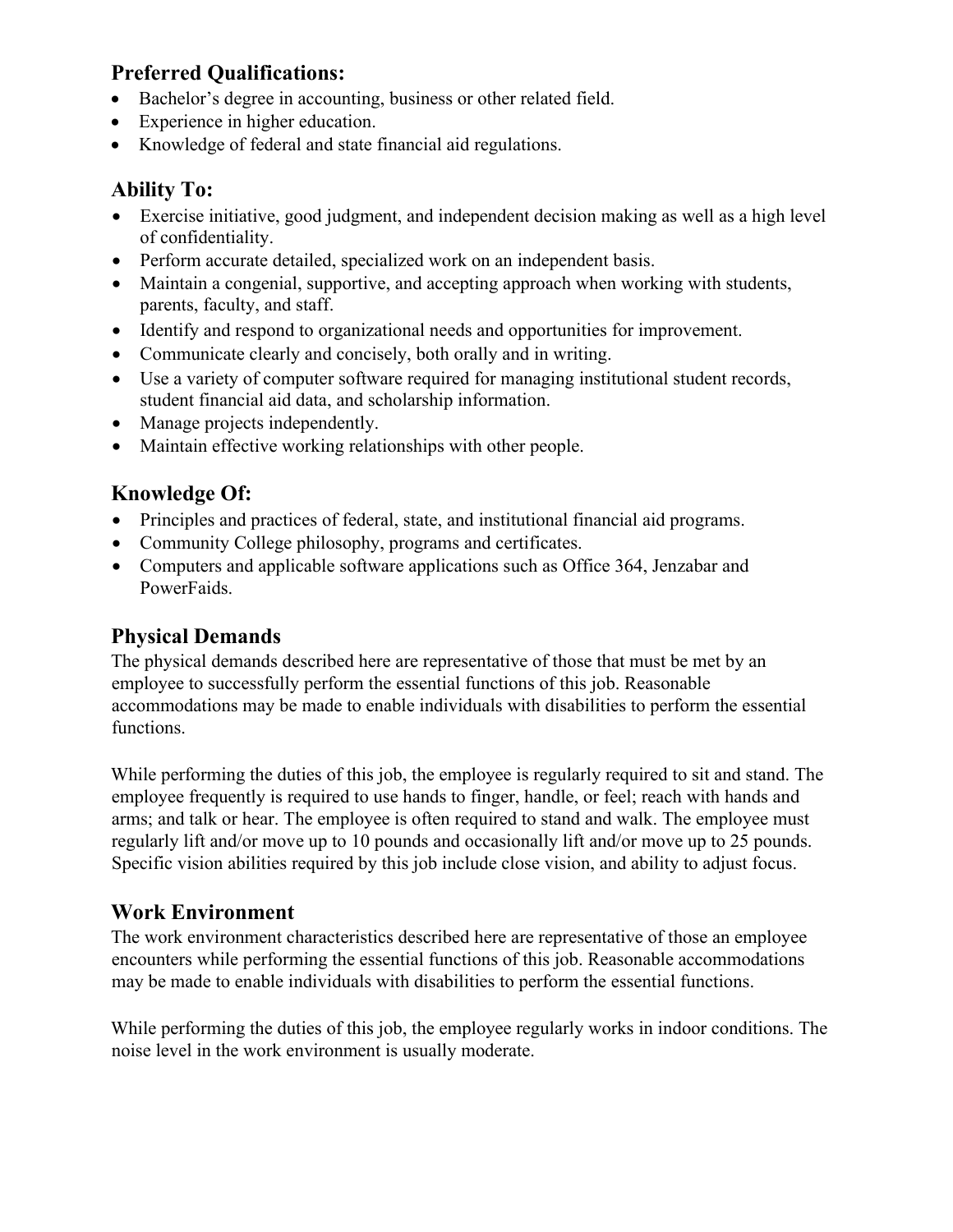## Preferred Qualifications:

- Bachelor's degree in accounting, business or other related field.
- Experience in higher education.
- Knowledge of federal and state financial aid regulations.

## Ability To:

- Exercise initiative, good judgment, and independent decision making as well as a high level of confidentiality.
- Perform accurate detailed, specialized work on an independent basis.
- Maintain a congenial, supportive, and accepting approach when working with students, parents, faculty, and staff.
- Identify and respond to organizational needs and opportunities for improvement.
- Communicate clearly and concisely, both orally and in writing.
- Use a variety of computer software required for managing institutional student records, student financial aid data, and scholarship information.
- Manage projects independently.
- Maintain effective working relationships with other people.

## Knowledge Of:

- Principles and practices of federal, state, and institutional financial aid programs.
- Community College philosophy, programs and certificates.
- Computers and applicable software applications such as Office 364, Jenzabar and PowerFaids.

## Physical Demands

The physical demands described here are representative of those that must be met by an employee to successfully perform the essential functions of this job. Reasonable accommodations may be made to enable individuals with disabilities to perform the essential functions.

While performing the duties of this job, the employee is regularly required to sit and stand. The employee frequently is required to use hands to finger, handle, or feel; reach with hands and arms; and talk or hear. The employee is often required to stand and walk. The employee must regularly lift and/or move up to 10 pounds and occasionally lift and/or move up to 25 pounds. Specific vision abilities required by this job include close vision, and ability to adjust focus.

## Work Environment

The work environment characteristics described here are representative of those an employee encounters while performing the essential functions of this job. Reasonable accommodations may be made to enable individuals with disabilities to perform the essential functions.

While performing the duties of this job, the employee regularly works in indoor conditions. The noise level in the work environment is usually moderate.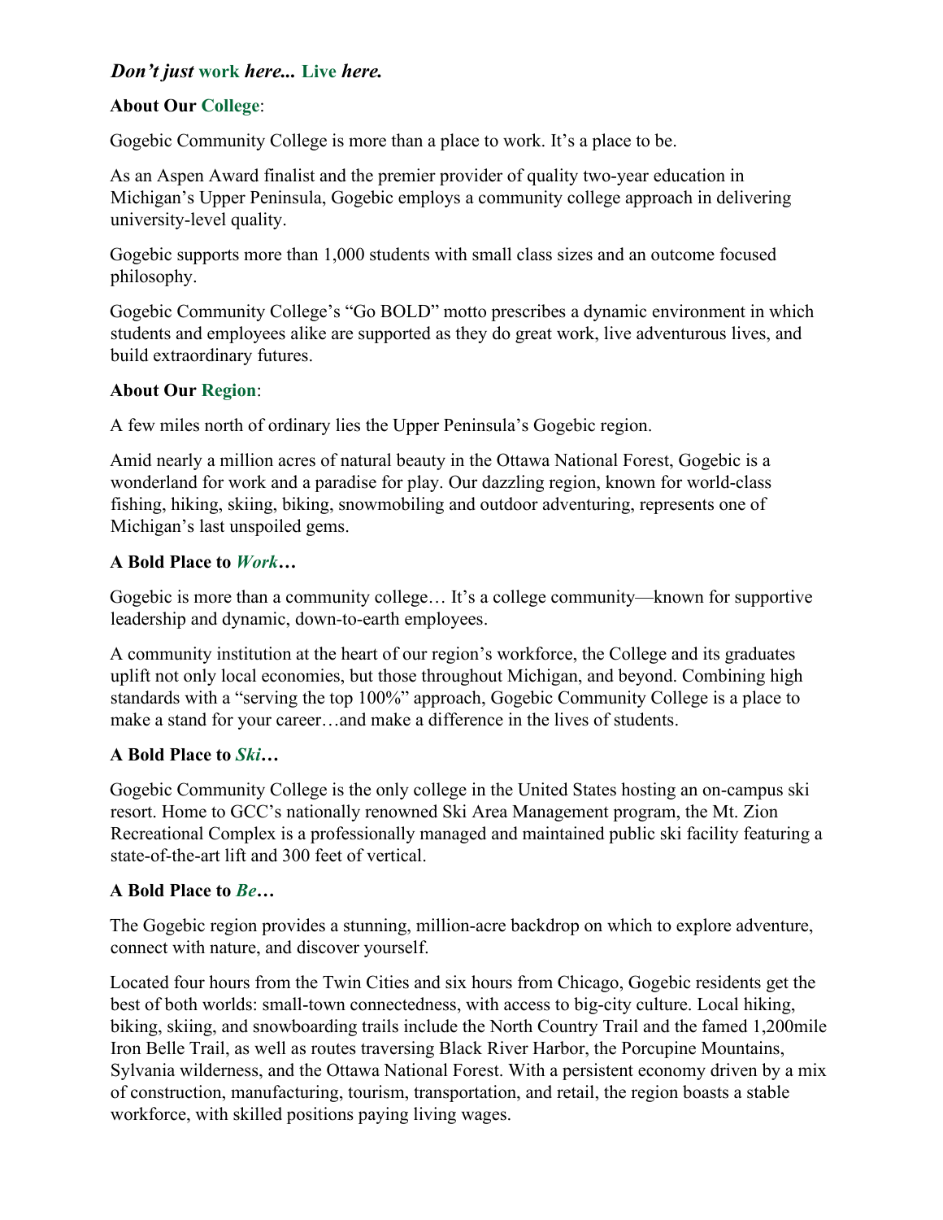***Don't just* work *here...* Live *here.***

**About Our College:**

Gogebic Community College is more than a place to work. It's a place to be.

As an Aspen Award finalist and the premier provider of quality two-year education in Michigan's Upper Peninsula, Gogebic employs a community college approach in delivering university-level quality.

Gogebic supports more than 1,000 students with small class sizes and an outcome focused philosophy.

Gogebic Community College's "Go BOLD" motto prescribes a dynamic environment in which students and employees alike are supported as they do great work, live adventurous lives, and build extraordinary futures.

**About Our Region:**

A few miles north of ordinary lies the Upper Peninsula's Gogebic region.

Amid nearly a million acres of natural beauty in the Ottawa National Forest, Gogebic is a wonderland for work and a paradise for play. Our dazzling region, known for world-class fishing, hiking, skiing, biking, snowmobiling and outdoor adventuring, represents one of Michigan's last unspoiled gems.

**A Bold Place to *Work*…**

Gogebic is more than a community college… It's a college community—known for supportive leadership and dynamic, down-to-earth employees.

A community institution at the heart of our region's workforce, the College and its graduates uplift not only local economies, but those throughout Michigan, and beyond. Combining high standards with a "serving the top 100%" approach, Gogebic Community College is a place to make a stand for your career…and make a difference in the lives of students.

**A Bold Place to *Ski*…**

Gogebic Community College is the only college in the United States hosting an on-campus ski resort. Home to GCC's nationally renowned Ski Area Management program, the Mt. Zion Recreational Complex is a professionally managed and maintained public ski facility featuring a state-of-the-art lift and 300 feet of vertical.

**A Bold Place to *Be*…**

The Gogebic region provides a stunning, million-acre backdrop on which to explore adventure, connect with nature, and discover yourself.

Located four hours from the Twin Cities and six hours from Chicago, Gogebic residents get the best of both worlds: small-town connectedness, with access to big-city culture. Local hiking, biking, skiing, and snowboarding trails include the North Country Trail and the famed 1,200mile Iron Belle Trail, as well as routes traversing Black River Harbor, the Porcupine Mountains, Sylvania wilderness, and the Ottawa National Forest. With a persistent economy driven by a mix of construction, manufacturing, tourism, transportation, and retail, the region boasts a stable workforce, with skilled positions paying living wages.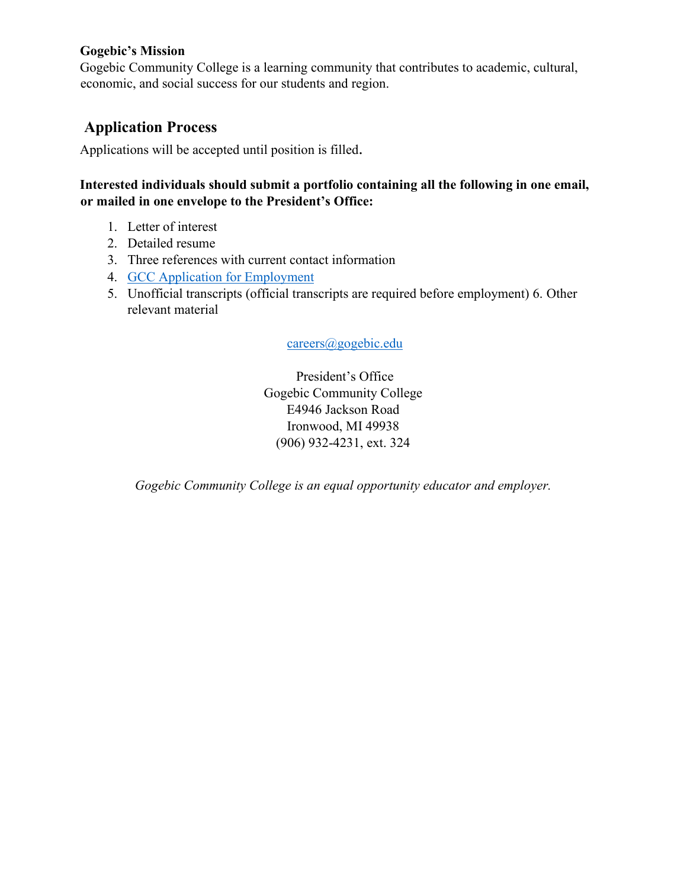**Gogebic's Mission**

Gogebic Community College is a learning community that contributes to academic, cultural, economic, and social success for our students and region.

## Application Process

Applications will be accepted until position is filled.

**Interested individuals should submit a portfolio containing all the following in one email, or mailed in one envelope to the President's Office:**

1. Letter of interest
2. Detailed resume
3. Three references with current contact information
4. GCC Application for Employment
5. Unofficial transcripts (official transcripts are required before employment) 6. Other relevant material

careers@gogebic.edu

President's Office
Gogebic Community College
E4946 Jackson Road
Ironwood, MI 49938
(906) 932-4231, ext. 324

*Gogebic Community College is an equal opportunity educator and employer.*